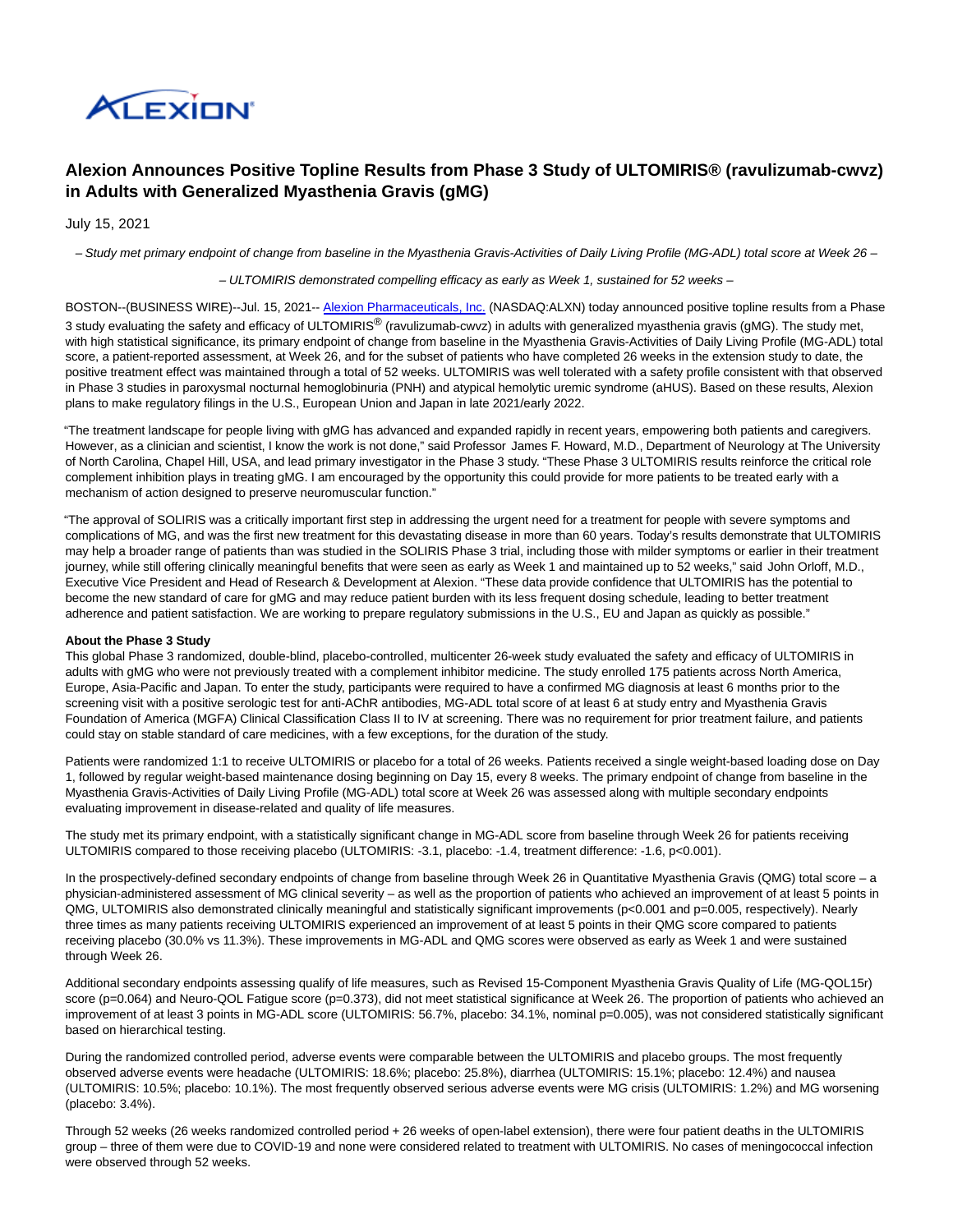# Alexion Announces Positive Topline Results from Phase 3 Study of ULTOMIRIS® (ravulizumab-cwvz) in Adults with Generalized Myasthenia Gravis (gMG)

July 15, 2021

*– Study met primary endpoint of change from baseline in the Myasthenia Gravis-Activities of Daily Living Profile (MG-ADL) total score at Week 26 –*

*– ULTOMIRIS demonstrated compelling efficacy as early as Week 1, sustained for 52 weeks –*

BOSTON--(BUSINESS WIRE)--Jul. 15, 2021-- Alexion Pharmaceuticals, Inc. (NASDAQ:ALXN) today announced positive topline results from a Phase 3 study evaluating the safety and efficacy of ULTOMIRIS® (ravulizumab-cwvz) in adults with generalized myasthenia gravis (gMG). The study met, with high statistical significance, its primary endpoint of change from baseline in the Myasthenia Gravis-Activities of Daily Living Profile (MG-ADL) total score, a patient-reported assessment, at Week 26, and for the subset of patients who have completed 26 weeks in the extension study to date, the positive treatment effect was maintained through a total of 52 weeks. ULTOMIRIS was well tolerated with a safety profile consistent with that observed in Phase 3 studies in paroxysmal nocturnal hemoglobinuria (PNH) and atypical hemolytic uremic syndrome (aHUS). Based on these results, Alexion plans to make regulatory filings in the U.S., European Union and Japan in late 2021/early 2022.

"The treatment landscape for people living with gMG has advanced and expanded rapidly in recent years, empowering both patients and caregivers. However, as a clinician and scientist, I know the work is not done," said Professor James F. Howard, M.D., Department of Neurology at The University of North Carolina, Chapel Hill, USA, and lead primary investigator in the Phase 3 study. "These Phase 3 ULTOMIRIS results reinforce the critical role complement inhibition plays in treating gMG. I am encouraged by the opportunity this could provide for more patients to be treated early with a mechanism of action designed to preserve neuromuscular function."

"The approval of SOLIRIS was a critically important first step in addressing the urgent need for a treatment for people with severe symptoms and complications of MG, and was the first new treatment for this devastating disease in more than 60 years. Today's results demonstrate that ULTOMIRIS may help a broader range of patients than was studied in the SOLIRIS Phase 3 trial, including those with milder symptoms or earlier in their treatment journey, while still offering clinically meaningful benefits that were seen as early as Week 1 and maintained up to 52 weeks," said John Orloff, M.D., Executive Vice President and Head of Research & Development at Alexion. "These data provide confidence that ULTOMIRIS has the potential to become the new standard of care for gMG and may reduce patient burden with its less frequent dosing schedule, leading to better treatment adherence and patient satisfaction. We are working to prepare regulatory submissions in the U.S., EU and Japan as quickly as possible."

**About the Phase 3 Study**

This global Phase 3 randomized, double-blind, placebo-controlled, multicenter 26-week study evaluated the safety and efficacy of ULTOMIRIS in adults with gMG who were not previously treated with a complement inhibitor medicine. The study enrolled 175 patients across North America, Europe, Asia-Pacific and Japan. To enter the study, participants were required to have a confirmed MG diagnosis at least 6 months prior to the screening visit with a positive serologic test for anti-AChR antibodies, MG-ADL total score of at least 6 at study entry and Myasthenia Gravis Foundation of America (MGFA) Clinical Classification Class II to IV at screening. There was no requirement for prior treatment failure, and patients could stay on stable standard of care medicines, with a few exceptions, for the duration of the study.

Patients were randomized 1:1 to receive ULTOMIRIS or placebo for a total of 26 weeks. Patients received a single weight-based loading dose on Day 1, followed by regular weight-based maintenance dosing beginning on Day 15, every 8 weeks. The primary endpoint of change from baseline in the Myasthenia Gravis-Activities of Daily Living Profile (MG-ADL) total score at Week 26 was assessed along with multiple secondary endpoints evaluating improvement in disease-related and quality of life measures.

The study met its primary endpoint, with a statistically significant change in MG-ADL score from baseline through Week 26 for patients receiving ULTOMIRIS compared to those receiving placebo (ULTOMIRIS: -3.1, placebo: -1.4, treatment difference: -1.6, p<0.001).

In the prospectively-defined secondary endpoints of change from baseline through Week 26 in Quantitative Myasthenia Gravis (QMG) total score – a physician-administered assessment of MG clinical severity – as well as the proportion of patients who achieved an improvement of at least 5 points in QMG, ULTOMIRIS also demonstrated clinically meaningful and statistically significant improvements (p<0.001 and p=0.005, respectively). Nearly three times as many patients receiving ULTOMIRIS experienced an improvement of at least 5 points in their QMG score compared to patients receiving placebo (30.0% vs 11.3%). These improvements in MG-ADL and QMG scores were observed as early as Week 1 and were sustained through Week 26.

Additional secondary endpoints assessing qualify of life measures, such as Revised 15-Component Myasthenia Gravis Quality of Life (MG-QOL15r) score (p=0.064) and Neuro-QOL Fatigue score (p=0.373), did not meet statistical significance at Week 26. The proportion of patients who achieved an improvement of at least 3 points in MG-ADL score (ULTOMIRIS: 56.7%, placebo: 34.1%, nominal p=0.005), was not considered statistically significant based on hierarchical testing.

During the randomized controlled period, adverse events were comparable between the ULTOMIRIS and placebo groups. The most frequently observed adverse events were headache (ULTOMIRIS: 18.6%; placebo: 25.8%), diarrhea (ULTOMIRIS: 15.1%; placebo: 12.4%) and nausea (ULTOMIRIS: 10.5%; placebo: 10.1%). The most frequently observed serious adverse events were MG crisis (ULTOMIRIS: 1.2%) and MG worsening (placebo: 3.4%).

Through 52 weeks (26 weeks randomized controlled period + 26 weeks of open-label extension), there were four patient deaths in the ULTOMIRIS group – three of them were due to COVID-19 and none were considered related to treatment with ULTOMIRIS. No cases of meningococcal infection were observed through 52 weeks.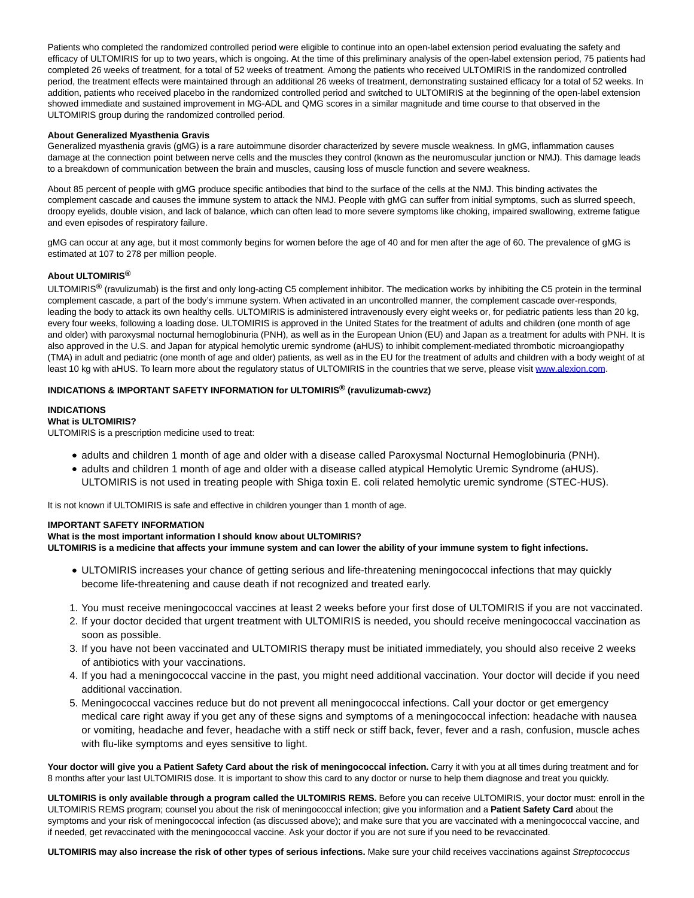Patients who completed the randomized controlled period were eligible to continue into an open-label extension period evaluating the safety and efficacy of ULTOMIRIS for up to two years, which is ongoing. At the time of this preliminary analysis of the open-label extension period, 75 patients had completed 26 weeks of treatment, for a total of 52 weeks of treatment. Among the patients who received ULTOMIRIS in the randomized controlled period, the treatment effects were maintained through an additional 26 weeks of treatment, demonstrating sustained efficacy for a total of 52 weeks. In addition, patients who received placebo in the randomized controlled period and switched to ULTOMIRIS at the beginning of the open-label extension showed immediate and sustained improvement in MG-ADL and QMG scores in a similar magnitude and time course to that observed in the ULTOMIRIS group during the randomized controlled period.

**About Generalized Myasthenia Gravis**

Generalized myasthenia gravis (gMG) is a rare autoimmune disorder characterized by severe muscle weakness. In gMG, inflammation causes damage at the connection point between nerve cells and the muscles they control (known as the neuromuscular junction or NMJ). This damage leads to a breakdown of communication between the brain and muscles, causing loss of muscle function and severe weakness.

About 85 percent of people with gMG produce specific antibodies that bind to the surface of the cells at the NMJ. This binding activates the complement cascade and causes the immune system to attack the NMJ. People with gMG can suffer from initial symptoms, such as slurred speech, droopy eyelids, double vision, and lack of balance, which can often lead to more severe symptoms like choking, impaired swallowing, extreme fatigue and even episodes of respiratory failure.

gMG can occur at any age, but it most commonly begins for women before the age of 40 and for men after the age of 60. The prevalence of gMG is estimated at 107 to 278 per million people.

**About ULTOMIRIS®**

ULTOMIRIS® (ravulizumab) is the first and only long-acting C5 complement inhibitor. The medication works by inhibiting the C5 protein in the terminal complement cascade, a part of the body's immune system. When activated in an uncontrolled manner, the complement cascade over-responds, leading the body to attack its own healthy cells. ULTOMIRIS is administered intravenously every eight weeks or, for pediatric patients less than 20 kg, every four weeks, following a loading dose. ULTOMIRIS is approved in the United States for the treatment of adults and children (one month of age and older) with paroxysmal nocturnal hemoglobinuria (PNH), as well as in the European Union (EU) and Japan as a treatment for adults with PNH. It is also approved in the U.S. and Japan for atypical hemolytic uremic syndrome (aHUS) to inhibit complement-mediated thrombotic microangiopathy (TMA) in adult and pediatric (one month of age and older) patients, as well as in the EU for the treatment of adults and children with a body weight of at least 10 kg with aHUS. To learn more about the regulatory status of ULTOMIRIS in the countries that we serve, please visit [www.alexion.com](www.alexion.com).

**INDICATIONS & IMPORTANT SAFETY INFORMATION for ULTOMIRIS® (ravulizumab-cwvz)**

**INDICATIONS**
**What is ULTOMIRIS?**
ULTOMIRIS is a prescription medicine used to treat:

- adults and children 1 month of age and older with a disease called Paroxysmal Nocturnal Hemoglobinuria (PNH).
- adults and children 1 month of age and older with a disease called atypical Hemolytic Uremic Syndrome (aHUS). ULTOMIRIS is not used in treating people with Shiga toxin E. coli related hemolytic uremic syndrome (STEC-HUS).

It is not known if ULTOMIRIS is safe and effective in children younger than 1 month of age.

**IMPORTANT SAFETY INFORMATION**
**What is the most important information I should know about ULTOMIRIS?**
**ULTOMIRIS is a medicine that affects your immune system and can lower the ability of your immune system to fight infections.**

- ULTOMIRIS increases your chance of getting serious and life-threatening meningococcal infections that may quickly become life-threatening and cause death if not recognized and treated early.

1. You must receive meningococcal vaccines at least 2 weeks before your first dose of ULTOMIRIS if you are not vaccinated.
2. If your doctor decided that urgent treatment with ULTOMIRIS is needed, you should receive meningococcal vaccination as soon as possible.
3. If you have not been vaccinated and ULTOMIRIS therapy must be initiated immediately, you should also receive 2 weeks of antibiotics with your vaccinations.
4. If you had a meningococcal vaccine in the past, you might need additional vaccination. Your doctor will decide if you need additional vaccination.
5. Meningococcal vaccines reduce but do not prevent all meningococcal infections. Call your doctor or get emergency medical care right away if you get any of these signs and symptoms of a meningococcal infection: headache with nausea or vomiting, headache and fever, headache with a stiff neck or stiff back, fever, fever and a rash, confusion, muscle aches with flu-like symptoms and eyes sensitive to light.

**Your doctor will give you a Patient Safety Card about the risk of meningococcal infection.** Carry it with you at all times during treatment and for 8 months after your last ULTOMIRIS dose. It is important to show this card to any doctor or nurse to help them diagnose and treat you quickly.

**ULTOMIRIS is only available through a program called the ULTOMIRIS REMS.** Before you can receive ULTOMIRIS, your doctor must: enroll in the ULTOMIRIS REMS program; counsel you about the risk of meningococcal infection; give you information and a **Patient Safety Card** about the symptoms and your risk of meningococcal infection (as discussed above); and make sure that you are vaccinated with a meningococcal vaccine, and if needed, get revaccinated with the meningococcal vaccine. Ask your doctor if you are not sure if you need to be revaccinated.

**ULTOMIRIS may also increase the risk of other types of serious infections.** Make sure your child receives vaccinations against *Streptococcus*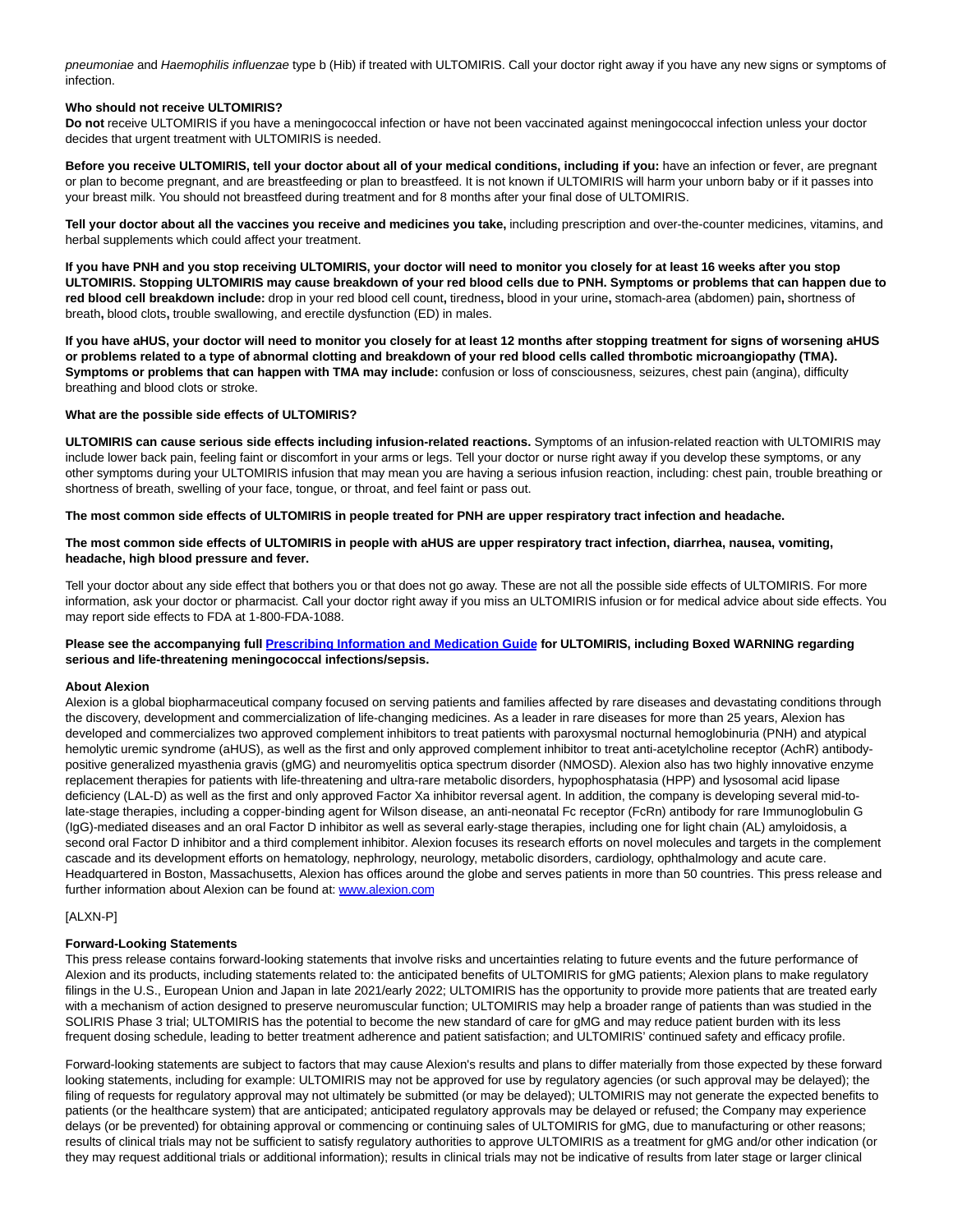*pneumoniae* and *Haemophilis influenzae* type b (Hib) if treated with ULTOMIRIS. Call your doctor right away if you have any new signs or symptoms of infection.

**Who should not receive ULTOMIRIS?**
**Do not** receive ULTOMIRIS if you have a meningococcal infection or have not been vaccinated against meningococcal infection unless your doctor decides that urgent treatment with ULTOMIRIS is needed.

**Before you receive ULTOMIRIS, tell your doctor about all of your medical conditions, including if you:** have an infection or fever, are pregnant or plan to become pregnant, and are breastfeeding or plan to breastfeed. It is not known if ULTOMIRIS will harm your unborn baby or if it passes into your breast milk. You should not breastfeed during treatment and for 8 months after your final dose of ULTOMIRIS.

**Tell your doctor about all the vaccines you receive and medicines you take,** including prescription and over-the-counter medicines, vitamins, and herbal supplements which could affect your treatment.

**If you have PNH and you stop receiving ULTOMIRIS, your doctor will need to monitor you closely for at least 16 weeks after you stop ULTOMIRIS. Stopping ULTOMIRIS may cause breakdown of your red blood cells due to PNH. Symptoms or problems that can happen due to red blood cell breakdown include:** drop in your red blood cell count**,** tiredness**,** blood in your urine**,** stomach-area (abdomen) pain**,** shortness of breath**,** blood clots**,** trouble swallowing, and erectile dysfunction (ED) in males.

**If you have aHUS, your doctor will need to monitor you closely for at least 12 months after stopping treatment for signs of worsening aHUS or problems related to a type of abnormal clotting and breakdown of your red blood cells called thrombotic microangiopathy (TMA). Symptoms or problems that can happen with TMA may include:** confusion or loss of consciousness, seizures, chest pain (angina), difficulty breathing and blood clots or stroke.

**What are the possible side effects of ULTOMIRIS?**

**ULTOMIRIS can cause serious side effects including infusion-related reactions.** Symptoms of an infusion-related reaction with ULTOMIRIS may include lower back pain, feeling faint or discomfort in your arms or legs. Tell your doctor or nurse right away if you develop these symptoms, or any other symptoms during your ULTOMIRIS infusion that may mean you are having a serious infusion reaction, including: chest pain, trouble breathing or shortness of breath, swelling of your face, tongue, or throat, and feel faint or pass out.

**The most common side effects of ULTOMIRIS in people treated for PNH are upper respiratory tract infection and headache.**

**The most common side effects of ULTOMIRIS in people with aHUS are upper respiratory tract infection, diarrhea, nausea, vomiting, headache, high blood pressure and fever.**

Tell your doctor about any side effect that bothers you or that does not go away. These are not all the possible side effects of ULTOMIRIS. For more information, ask your doctor or pharmacist. Call your doctor right away if you miss an ULTOMIRIS infusion or for medical advice about side effects. You may report side effects to FDA at 1-800-FDA-1088.

**Please see the accompanying full Prescribing Information and Medication Guide for ULTOMIRIS, including Boxed WARNING regarding serious and life-threatening meningococcal infections/sepsis.**

**About Alexion**
Alexion is a global biopharmaceutical company focused on serving patients and families affected by rare diseases and devastating conditions through the discovery, development and commercialization of life-changing medicines. As a leader in rare diseases for more than 25 years, Alexion has developed and commercializes two approved complement inhibitors to treat patients with paroxysmal nocturnal hemoglobinuria (PNH) and atypical hemolytic uremic syndrome (aHUS), as well as the first and only approved complement inhibitor to treat anti-acetylcholine receptor (AchR) antibody-positive generalized myasthenia gravis (gMG) and neuromyelitis optica spectrum disorder (NMOSD). Alexion also has two highly innovative enzyme replacement therapies for patients with life-threatening and ultra-rare metabolic disorders, hypophosphatasia (HPP) and lysosomal acid lipase deficiency (LAL-D) as well as the first and only approved Factor Xa inhibitor reversal agent. In addition, the company is developing several mid-to-late-stage therapies, including a copper-binding agent for Wilson disease, an anti-neonatal Fc receptor (FcRn) antibody for rare Immunoglobulin G (IgG)-mediated diseases and an oral Factor D inhibitor as well as several early-stage therapies, including one for light chain (AL) amyloidosis, a second oral Factor D inhibitor and a third complement inhibitor. Alexion focuses its research efforts on novel molecules and targets in the complement cascade and its development efforts on hematology, nephrology, neurology, metabolic disorders, cardiology, ophthalmology and acute care. Headquartered in Boston, Massachusetts, Alexion has offices around the globe and serves patients in more than 50 countries. This press release and further information about Alexion can be found at: www.alexion.com

[ALXN-P]

**Forward-Looking Statements**
This press release contains forward-looking statements that involve risks and uncertainties relating to future events and the future performance of Alexion and its products, including statements related to: the anticipated benefits of ULTOMIRIS for gMG patients; Alexion plans to make regulatory filings in the U.S., European Union and Japan in late 2021/early 2022; ULTOMIRIS has the opportunity to provide more patients that are treated early with a mechanism of action designed to preserve neuromuscular function; ULTOMIRIS may help a broader range of patients than was studied in the SOLIRIS Phase 3 trial; ULTOMIRIS has the potential to become the new standard of care for gMG and may reduce patient burden with its less frequent dosing schedule, leading to better treatment adherence and patient satisfaction; and ULTOMIRIS' continued safety and efficacy profile.

Forward-looking statements are subject to factors that may cause Alexion's results and plans to differ materially from those expected by these forward looking statements, including for example: ULTOMIRIS may not be approved for use by regulatory agencies (or such approval may be delayed); the filing of requests for regulatory approval may not ultimately be submitted (or may be delayed); ULTOMIRIS may not generate the expected benefits to patients (or the healthcare system) that are anticipated; anticipated regulatory approvals may be delayed or refused; the Company may experience delays (or be prevented) for obtaining approval or commencing or continuing sales of ULTOMIRIS for gMG, due to manufacturing or other reasons; results of clinical trials may not be sufficient to satisfy regulatory authorities to approve ULTOMIRIS as a treatment for gMG and/or other indication (or they may request additional trials or additional information); results in clinical trials may not be indicative of results from later stage or larger clinical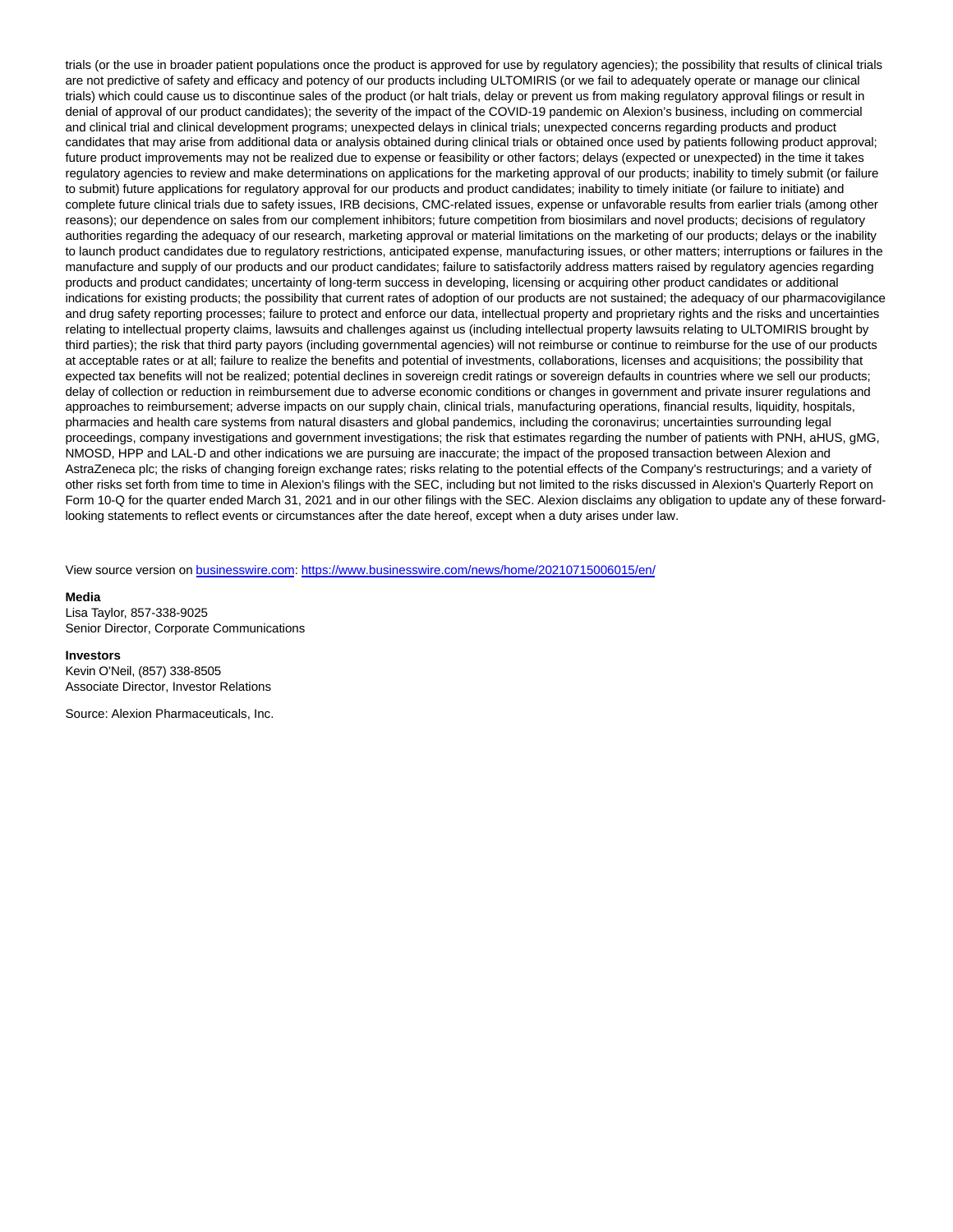trials (or the use in broader patient populations once the product is approved for use by regulatory agencies); the possibility that results of clinical trials are not predictive of safety and efficacy and potency of our products including ULTOMIRIS (or we fail to adequately operate or manage our clinical trials) which could cause us to discontinue sales of the product (or halt trials, delay or prevent us from making regulatory approval filings or result in denial of approval of our product candidates); the severity of the impact of the COVID-19 pandemic on Alexion's business, including on commercial and clinical trial and clinical development programs; unexpected delays in clinical trials; unexpected concerns regarding products and product candidates that may arise from additional data or analysis obtained during clinical trials or obtained once used by patients following product approval; future product improvements may not be realized due to expense or feasibility or other factors; delays (expected or unexpected) in the time it takes regulatory agencies to review and make determinations on applications for the marketing approval of our products; inability to timely submit (or failure to submit) future applications for regulatory approval for our products and product candidates; inability to timely initiate (or failure to initiate) and complete future clinical trials due to safety issues, IRB decisions, CMC-related issues, expense or unfavorable results from earlier trials (among other reasons); our dependence on sales from our complement inhibitors; future competition from biosimilars and novel products; decisions of regulatory authorities regarding the adequacy of our research, marketing approval or material limitations on the marketing of our products; delays or the inability to launch product candidates due to regulatory restrictions, anticipated expense, manufacturing issues, or other matters; interruptions or failures in the manufacture and supply of our products and our product candidates; failure to satisfactorily address matters raised by regulatory agencies regarding products and product candidates; uncertainty of long-term success in developing, licensing or acquiring other product candidates or additional indications for existing products; the possibility that current rates of adoption of our products are not sustained; the adequacy of our pharmacovigilance and drug safety reporting processes; failure to protect and enforce our data, intellectual property and proprietary rights and the risks and uncertainties relating to intellectual property claims, lawsuits and challenges against us (including intellectual property lawsuits relating to ULTOMIRIS brought by third parties); the risk that third party payors (including governmental agencies) will not reimburse or continue to reimburse for the use of our products at acceptable rates or at all; failure to realize the benefits and potential of investments, collaborations, licenses and acquisitions; the possibility that expected tax benefits will not be realized; potential declines in sovereign credit ratings or sovereign defaults in countries where we sell our products; delay of collection or reduction in reimbursement due to adverse economic conditions or changes in government and private insurer regulations and approaches to reimbursement; adverse impacts on our supply chain, clinical trials, manufacturing operations, financial results, liquidity, hospitals, pharmacies and health care systems from natural disasters and global pandemics, including the coronavirus; uncertainties surrounding legal proceedings, company investigations and government investigations; the risk that estimates regarding the number of patients with PNH, aHUS, gMG, NMOSD, HPP and LAL-D and other indications we are pursuing are inaccurate; the impact of the proposed transaction between Alexion and AstraZeneca plc; the risks of changing foreign exchange rates; risks relating to the potential effects of the Company's restructurings; and a variety of other risks set forth from time to time in Alexion's filings with the SEC, including but not limited to the risks discussed in Alexion's Quarterly Report on Form 10-Q for the quarter ended March 31, 2021 and in our other filings with the SEC. Alexion disclaims any obligation to update any of these forward-looking statements to reflect events or circumstances after the date hereof, except when a duty arises under law.

View source version on businesswire.com: https://www.businesswire.com/news/home/20210715006015/en/

**Media**
Lisa Taylor, 857-338-9025
Senior Director, Corporate Communications

**Investors**
Kevin O'Neil, (857) 338-8505
Associate Director, Investor Relations

Source: Alexion Pharmaceuticals, Inc.